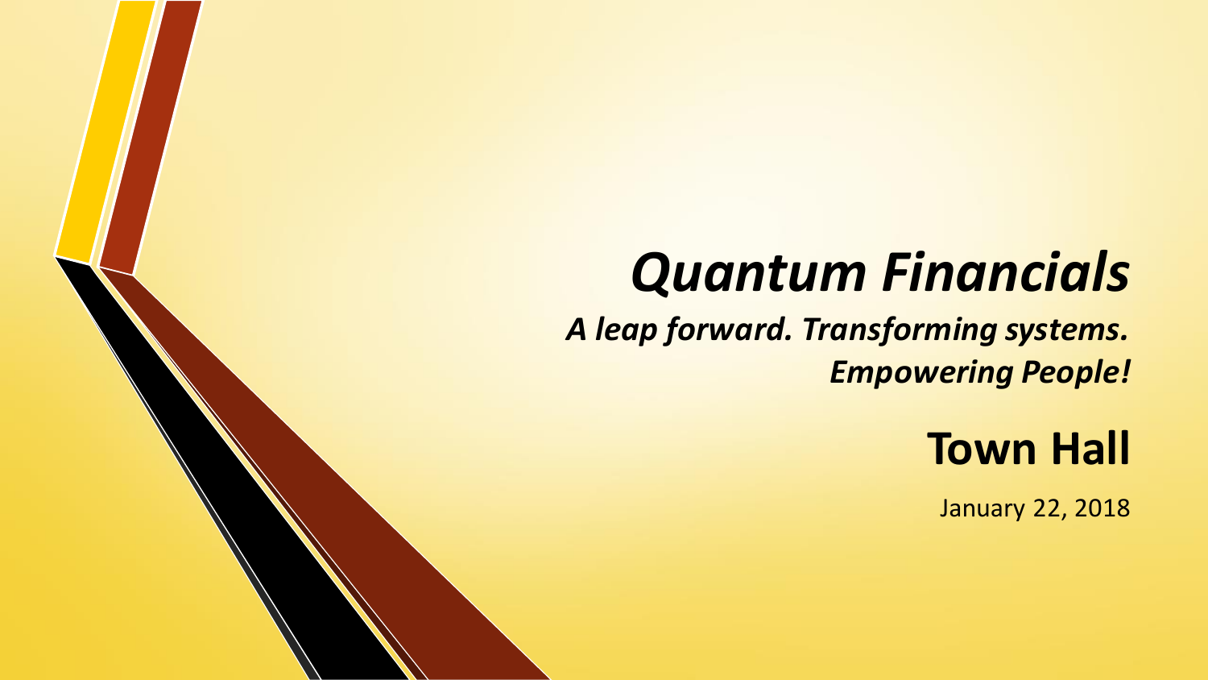# *Quantum Financials*

***A leap forward. Transforming systems. Empowering People!***

## Town Hall

January 22, 2018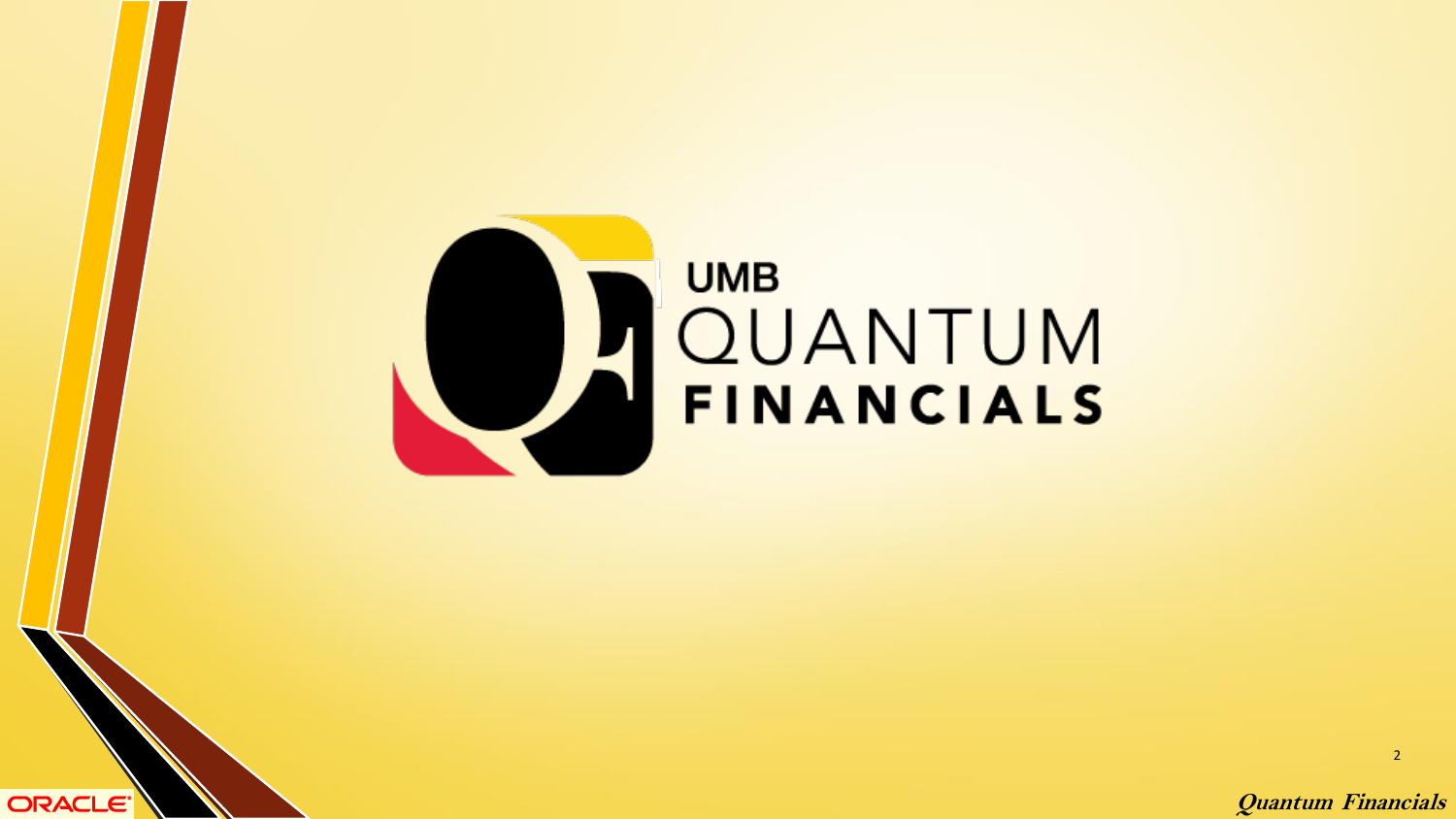# UMB QUANTUM FINANCIALS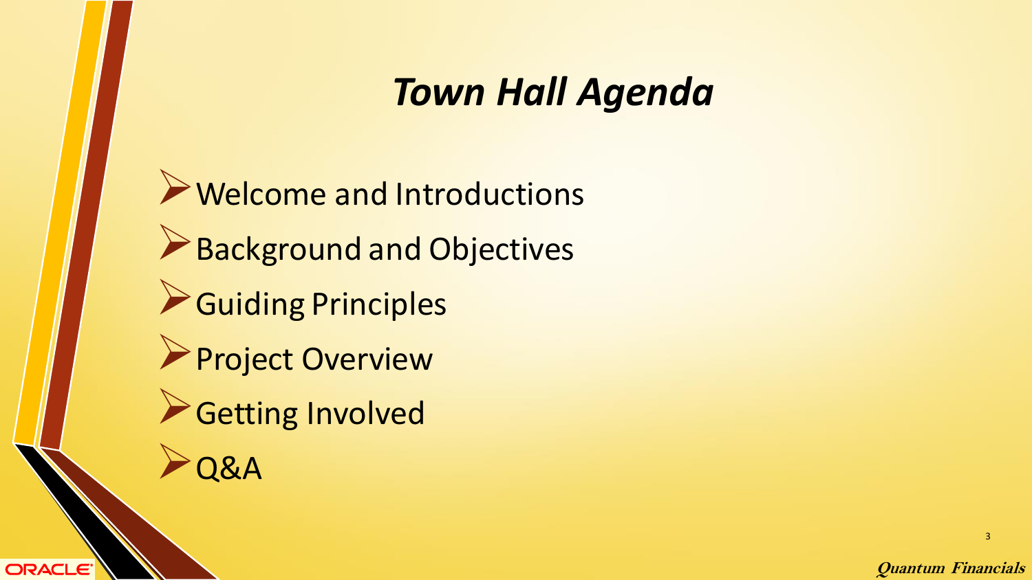# *Town Hall Agenda*

- Welcome and Introductions
- Background and Objectives
- Guiding Principles
- Project Overview
- Getting Involved
- Q&A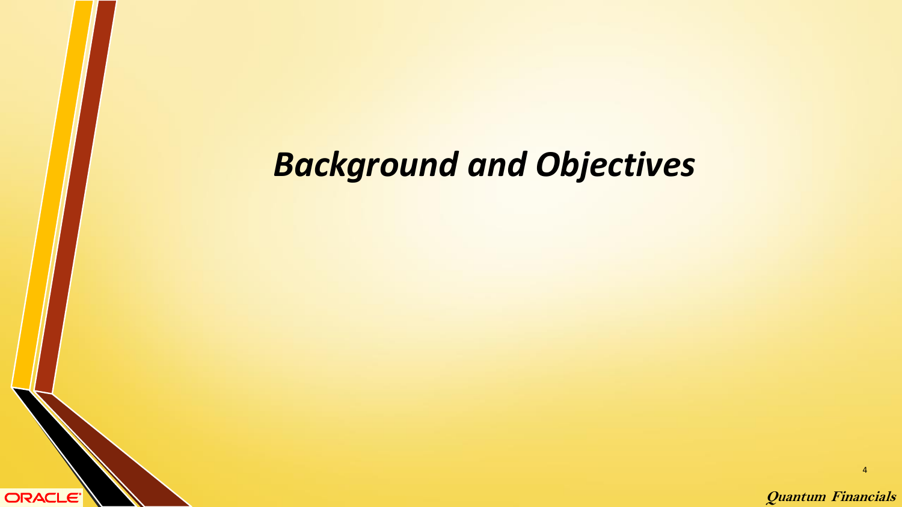# *Background and Objectives*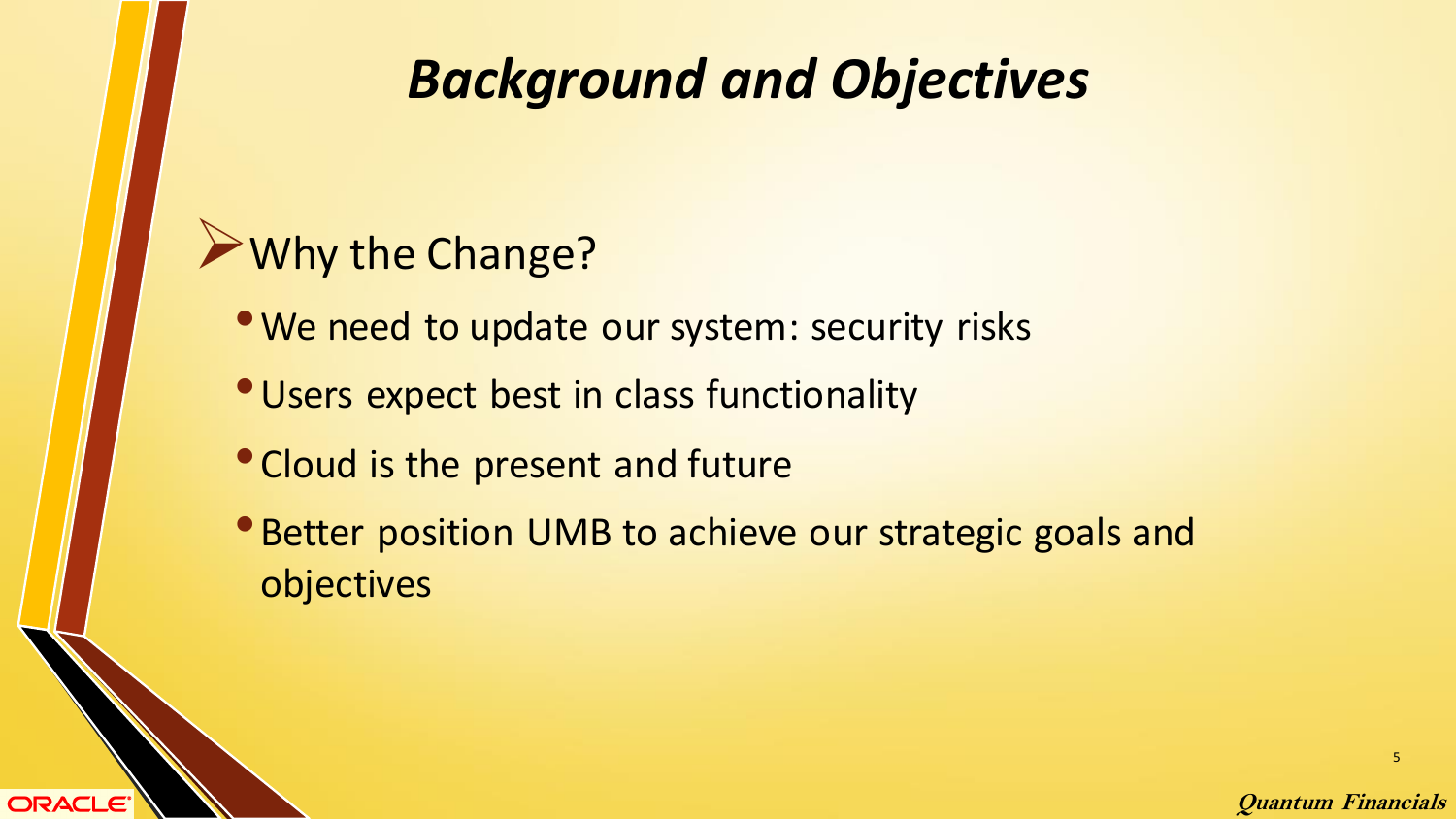# *Background and Objectives*

## Why the Change?

- We need to update our system: security risks
- Users expect best in class functionality
- Cloud is the present and future
- Better position UMB to achieve our strategic goals and objectives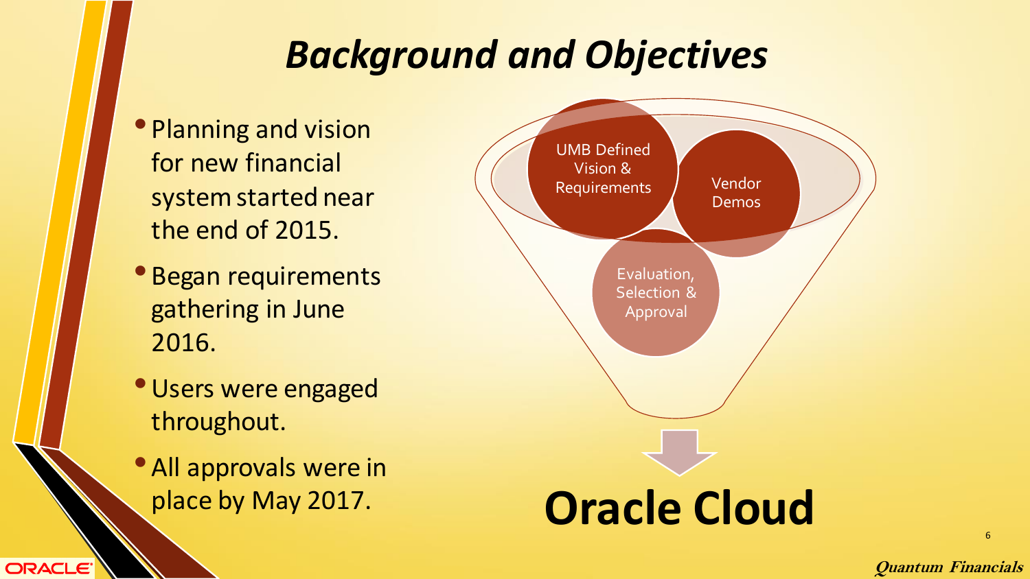# *Background and Objectives*

- Planning and vision for new financial system started near the end of 2015.
- Began requirements gathering in June 2016.
- Users were engaged throughout.
- All approvals were in place by May 2017.

UMB Defined Vision & Requirements

Vendor Demos

Evaluation, Selection & Approval

**Oracle Cloud**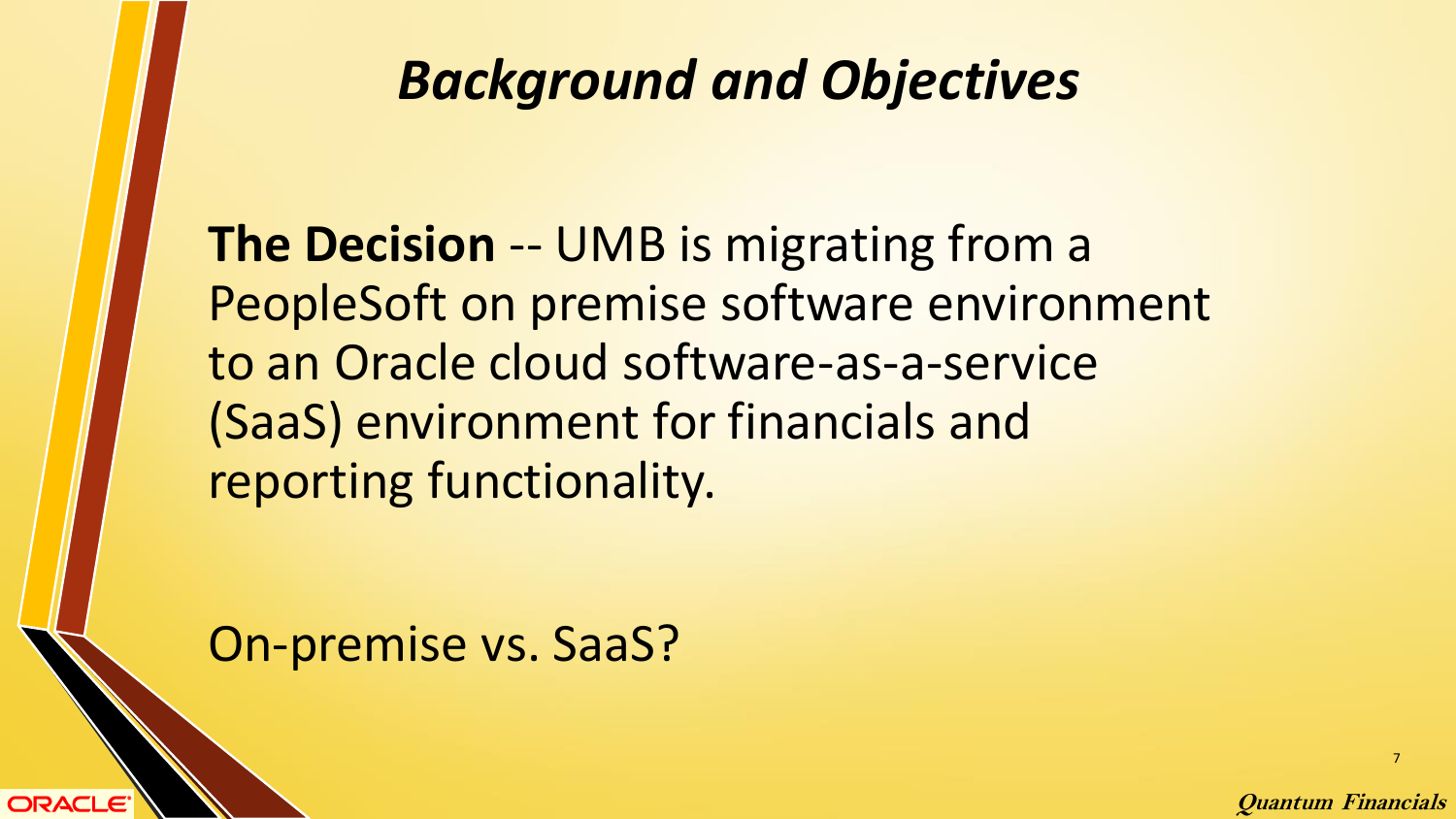# *Background and Objectives*

**The Decision** -- UMB is migrating from a PeopleSoft on premise software environment to an Oracle cloud software-as-a-service (SaaS) environment for financials and reporting functionality.

On-premise vs. SaaS?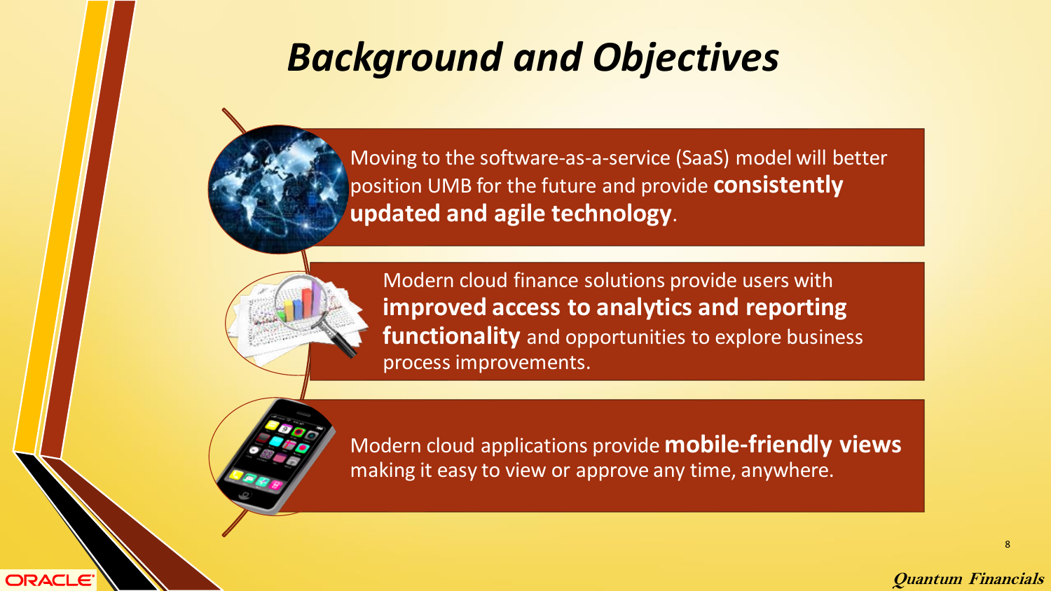# *Background and Objectives*

- Moving to the software-as-a-service (SaaS) model will better position UMB for the future and provide **consistently updated and agile technology**.
- Modern cloud finance solutions provide users with **improved access to analytics and reporting functionality** and opportunities to explore business process improvements.
- Modern cloud applications provide **mobile-friendly views** making it easy to view or approve any time, anywhere.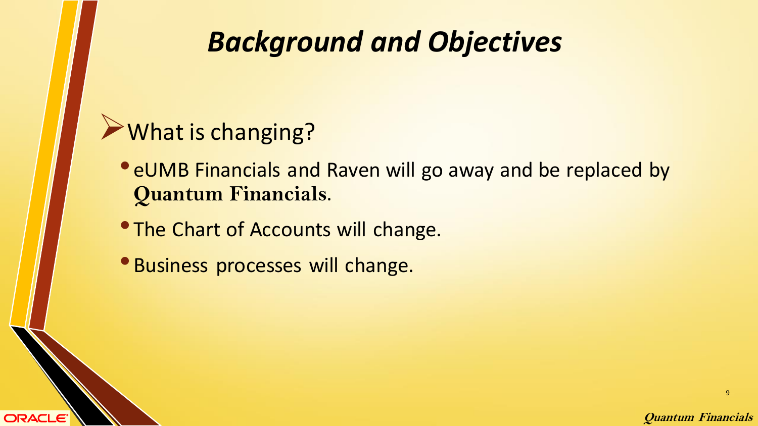# Background and Objectives

- What is changing?
  - eUMB Financials and Raven will go away and be replaced by **Quantum Financials**.
  - The Chart of Accounts will change.
  - Business processes will change.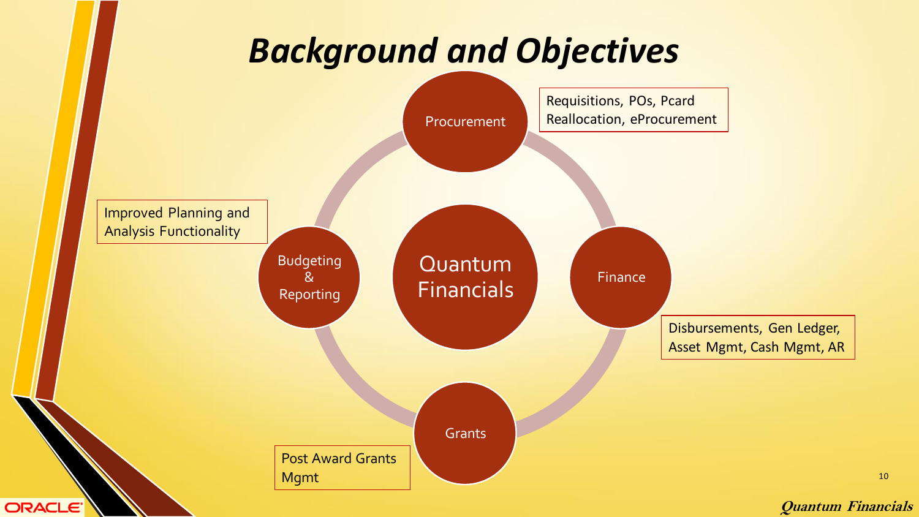# Background and Objectives

**Quantum Financials**

- **Procurement**: Requisitions, POs, Pcard Reallocation, eProcurement
- **Finance**: Disbursements, Gen Ledger, Asset Mgmt, Cash Mgmt, AR
- **Grants**: Post Award Grants Mgmt
- **Budgeting & Reporting**: Improved Planning and Analysis Functionality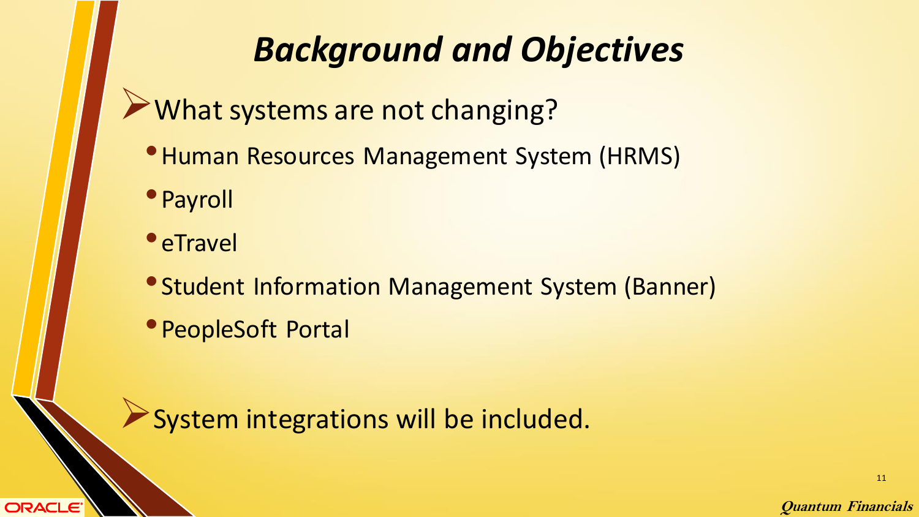# *Background and Objectives*

- What systems are not changing?
  - Human Resources Management System (HRMS)
  - Payroll
  - eTravel
  - Student Information Management System (Banner)
  - PeopleSoft Portal

- System integrations will be included.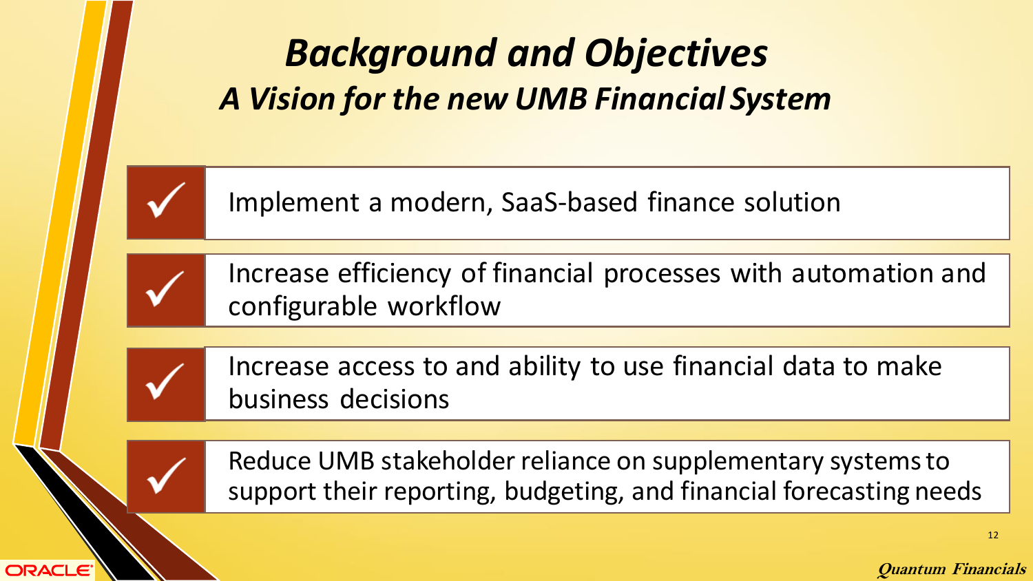# *Background and Objectives*

## *A Vision for the new UMB Financial System*

- ✓ Implement a modern, SaaS-based finance solution
- ✓ Increase efficiency of financial processes with automation and configurable workflow
- ✓ Increase access to and ability to use financial data to make business decisions
- ✓ Reduce UMB stakeholder reliance on supplementary systems to support their reporting, budgeting, and financial forecasting needs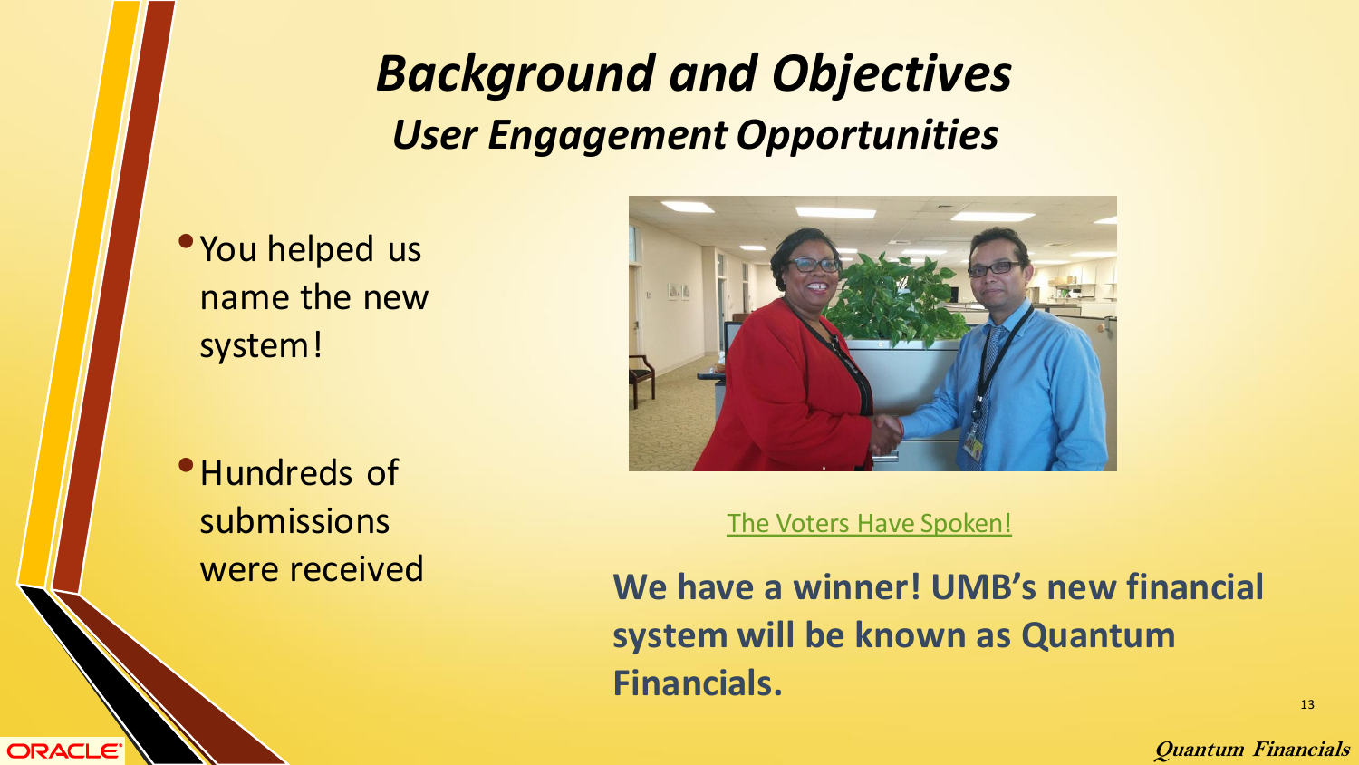# *Background and Objectives*

## *User Engagement Opportunities*

- You helped us name the new system!
- Hundreds of submissions were received

The Voters Have Spoken!

**We have a winner! UMB's new financial system will be known as Quantum Financials.**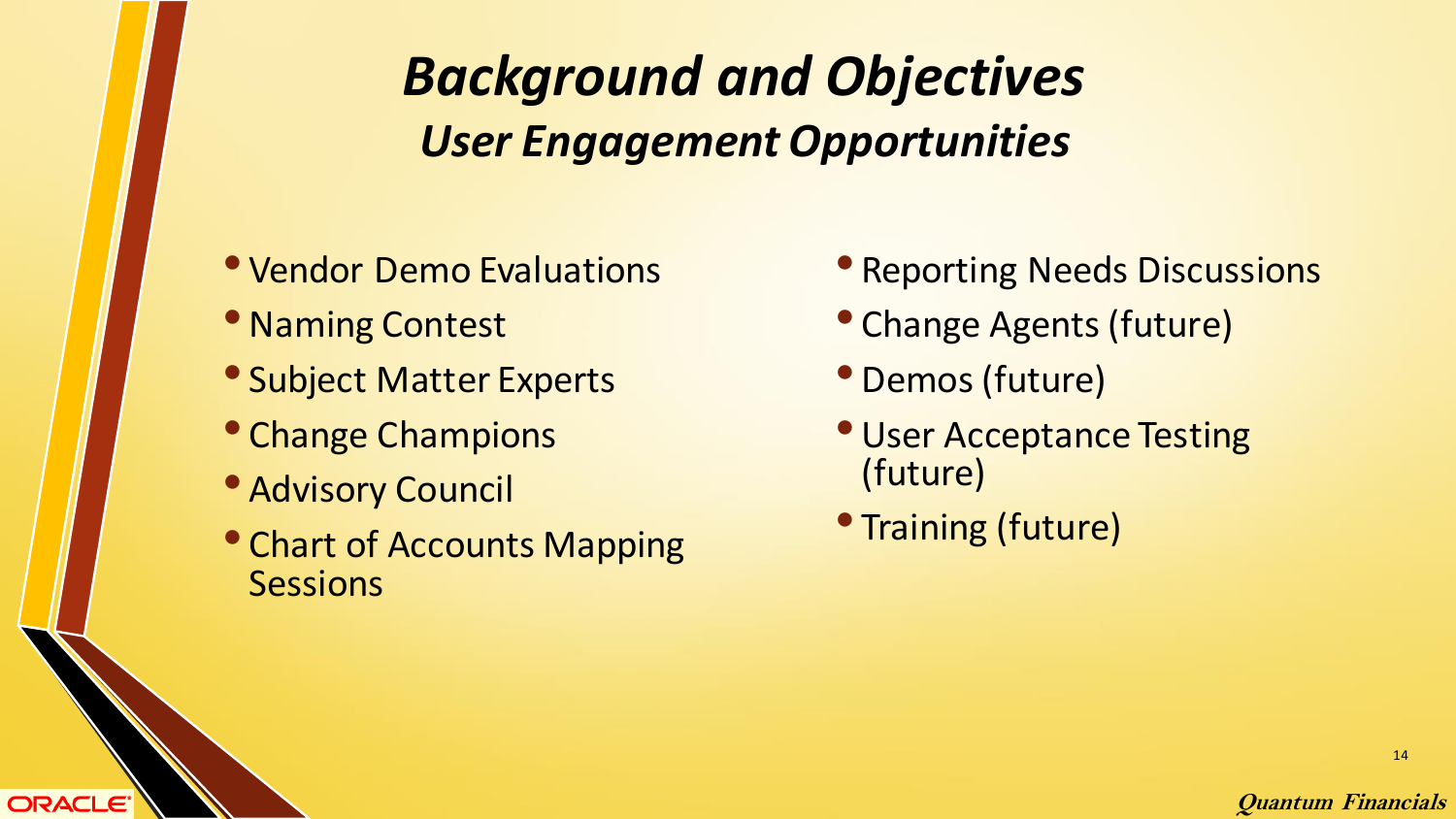# *Background and Objectives*

## *User Engagement Opportunities*

- Vendor Demo Evaluations
- Naming Contest
- Subject Matter Experts
- Change Champions
- Advisory Council
- Chart of Accounts Mapping Sessions
- Reporting Needs Discussions
- Change Agents (future)
- Demos (future)
- User Acceptance Testing (future)
- Training (future)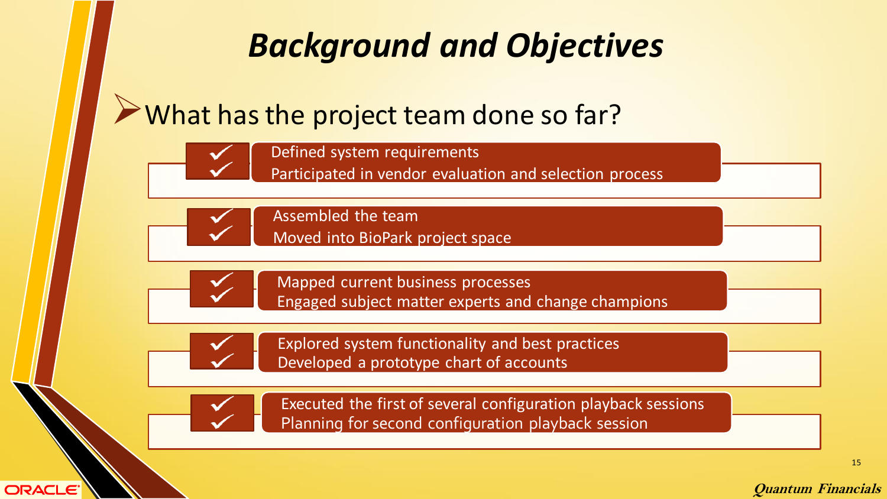# Background and Objectives

- What has the project team done so far?
  - ✓ Defined system requirements
  - ✓ Participated in vendor evaluation and selection process
  - ✓ Assembled the team
  - ✓ Moved into BioPark project space
  - ✓ Mapped current business processes
  - ✓ Engaged subject matter experts and change champions
  - ✓ Explored system functionality and best practices
  - ✓ Developed a prototype chart of accounts
  - ✓ Executed the first of several configuration playback sessions
  - ✓ Planning for second configuration playback session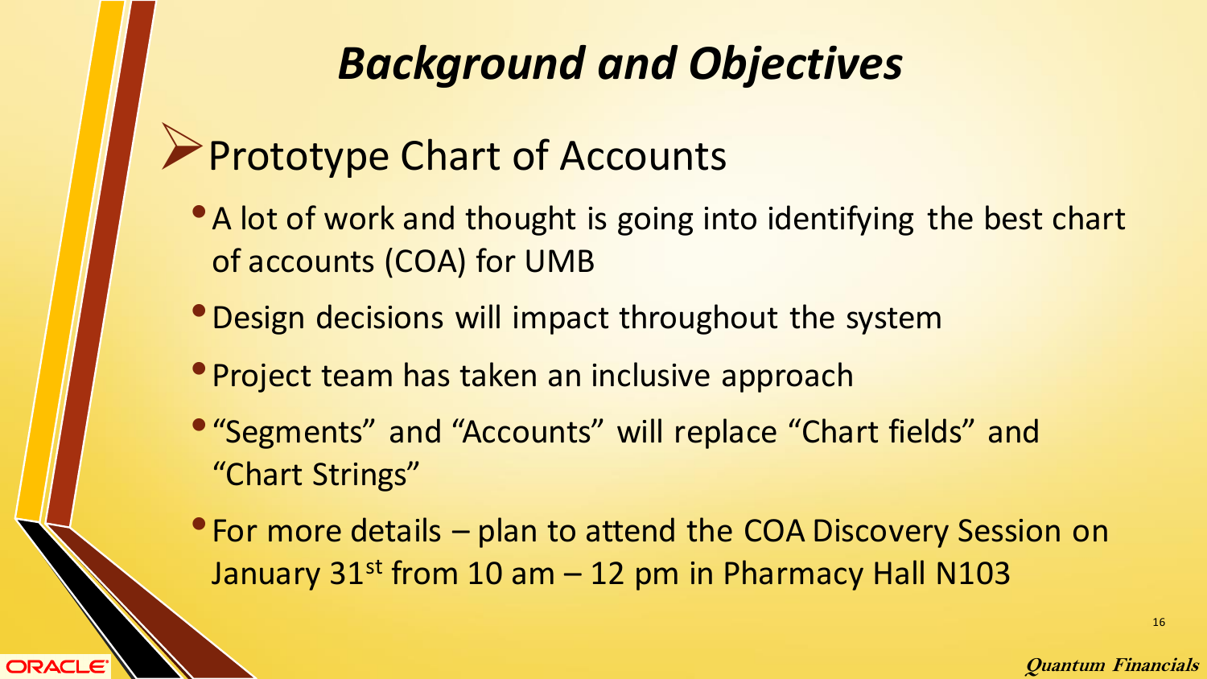# Background and Objectives

## Prototype Chart of Accounts

- A lot of work and thought is going into identifying the best chart of accounts (COA) for UMB
- Design decisions will impact throughout the system
- Project team has taken an inclusive approach
- “Segments” and “Accounts” will replace “Chart fields” and “Chart Strings”
- For more details – plan to attend the COA Discovery Session on January 31st from 10 am – 12 pm in Pharmacy Hall N103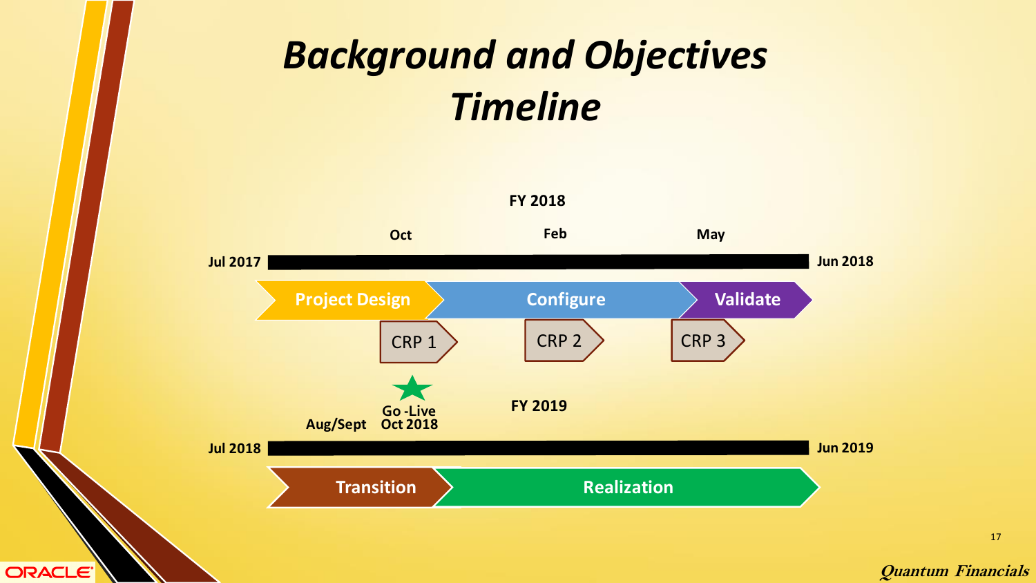# *Background and Objectives*
# *Timeline*

**FY 2018**

**Jul 2017** — **Oct** — **Feb** — **May** — **Jun 2018**

**Project Design** → **Configure** → **Validate**

CRP 1 → CRP 2 → CRP 3

**FY 2019**

**Jul 2018** — **Aug/Sept** — **Go -Live Oct 2018** — **Jun 2019**

**Transition** → **Realization**

*Quantum Financials*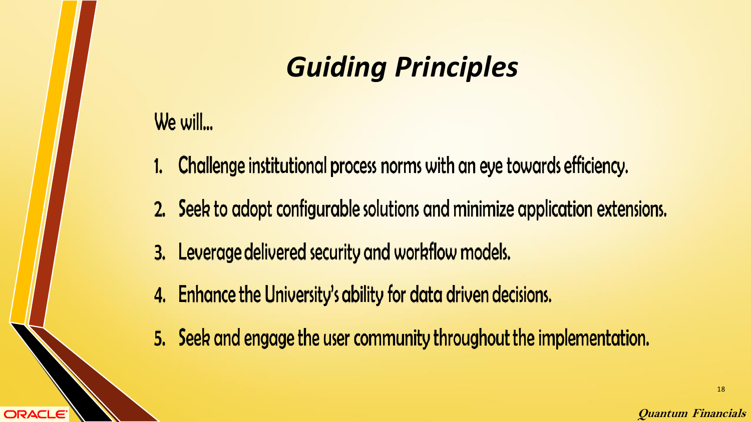# *Guiding Principles*

We will…

1. Challenge institutional process norms with an eye towards efficiency.
2. Seek to adopt configurable solutions and minimize application extensions.
3. Leverage delivered security and workflow models.
4. Enhance the University's ability for data driven decisions.
5. Seek and engage the user community throughout the implementation.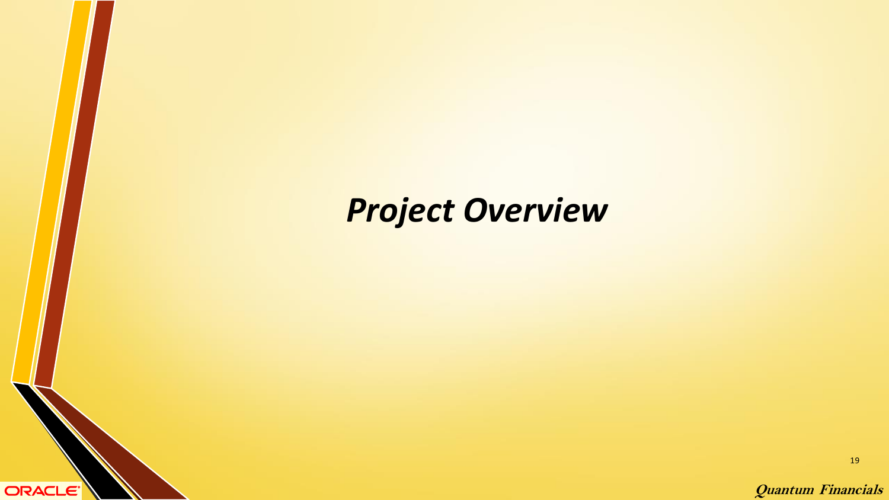# *Project Overview*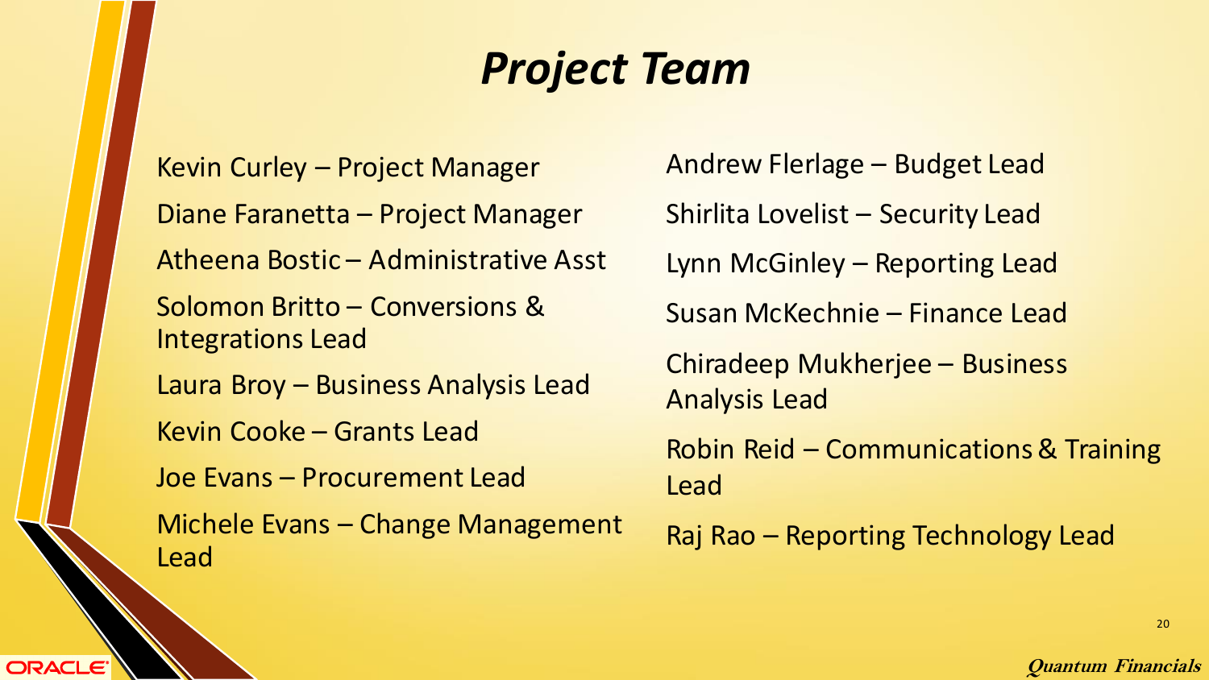# *Project Team*

Kevin Curley – Project Manager

Diane Faranetta – Project Manager

Atheena Bostic – Administrative Asst

Solomon Britto – Conversions & Integrations Lead

Laura Broy – Business Analysis Lead

Kevin Cooke – Grants Lead

Joe Evans – Procurement Lead

Michele Evans – Change Management Lead

Andrew Flerlage – Budget Lead

Shirlita Lovelist – Security Lead

Lynn McGinley – Reporting Lead

Susan McKechnie – Finance Lead

Chiradeep Mukherjee – Business Analysis Lead

Robin Reid – Communications & Training Lead

Raj Rao – Reporting Technology Lead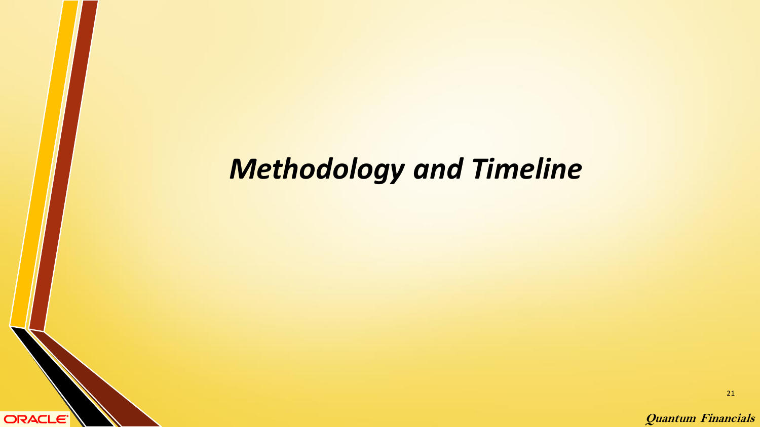# *Methodology and Timeline*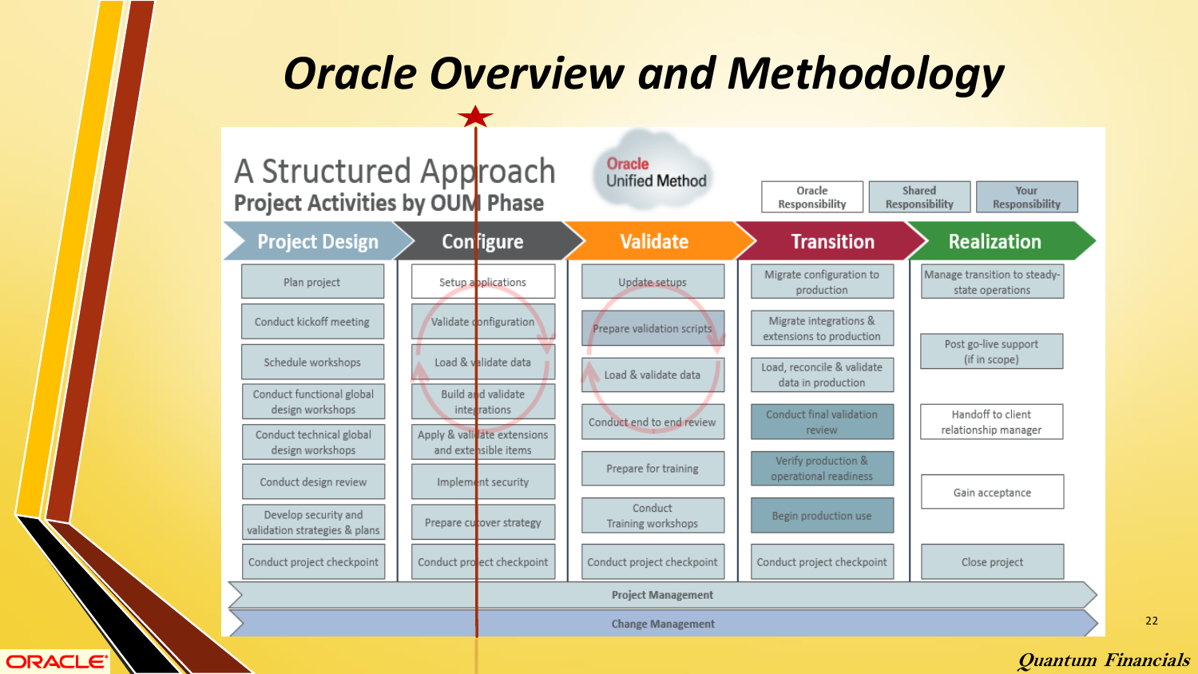# Oracle Overview and Methodology

## A Structured Approach

### Project Activities by OUM Phase

Oracle Unified Method

Oracle Responsibility | Shared Responsibility | Your Responsibility

| Project Design | Configure | Validate | Transition | Realization |
|---|---|---|---|---|
| Plan project | Setup applications | Update setups | Migrate configuration to production | Manage transition to steady-state operations |
| Conduct kickoff meeting | Validate configuration | Prepare validation scripts | Migrate integrations & extensions to production | Post go-live support (if in scope) |
| Schedule workshops | Load & validate data | Load & validate data | Load, reconcile & validate data in production | Handoff to client relationship manager |
| Conduct functional global design workshops | Build and validate integrations | Conduct end to end review | Conduct final validation review | Gain acceptance |
| Conduct technical global design workshops | Apply & validate extensions and extensible items | Prepare for training | Verify production & operational readiness | Close project |
| Conduct design review | Implement security | Conduct Training workshops | Begin production use | |
| Develop security and validation strategies & plans | Prepare cutover strategy | Conduct project checkpoint | Conduct project checkpoint | |
| Conduct project checkpoint | Conduct project checkpoint | | | |

Project Management

Change Management

Quantum Financials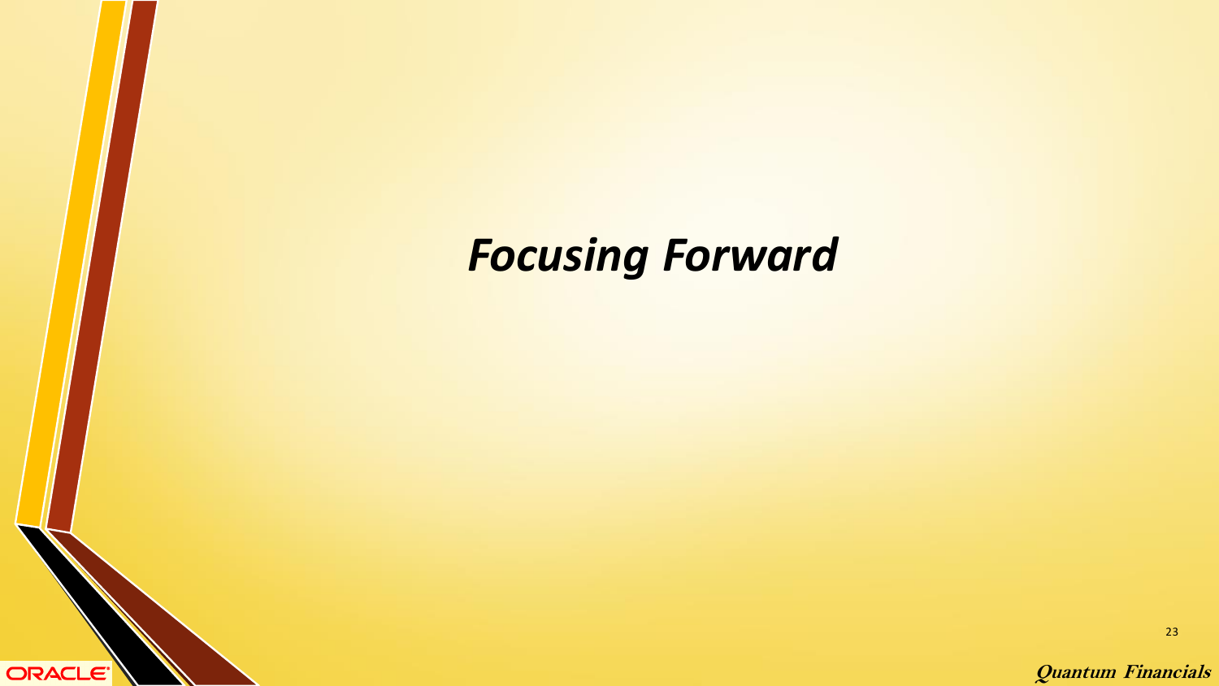# *Focusing Forward*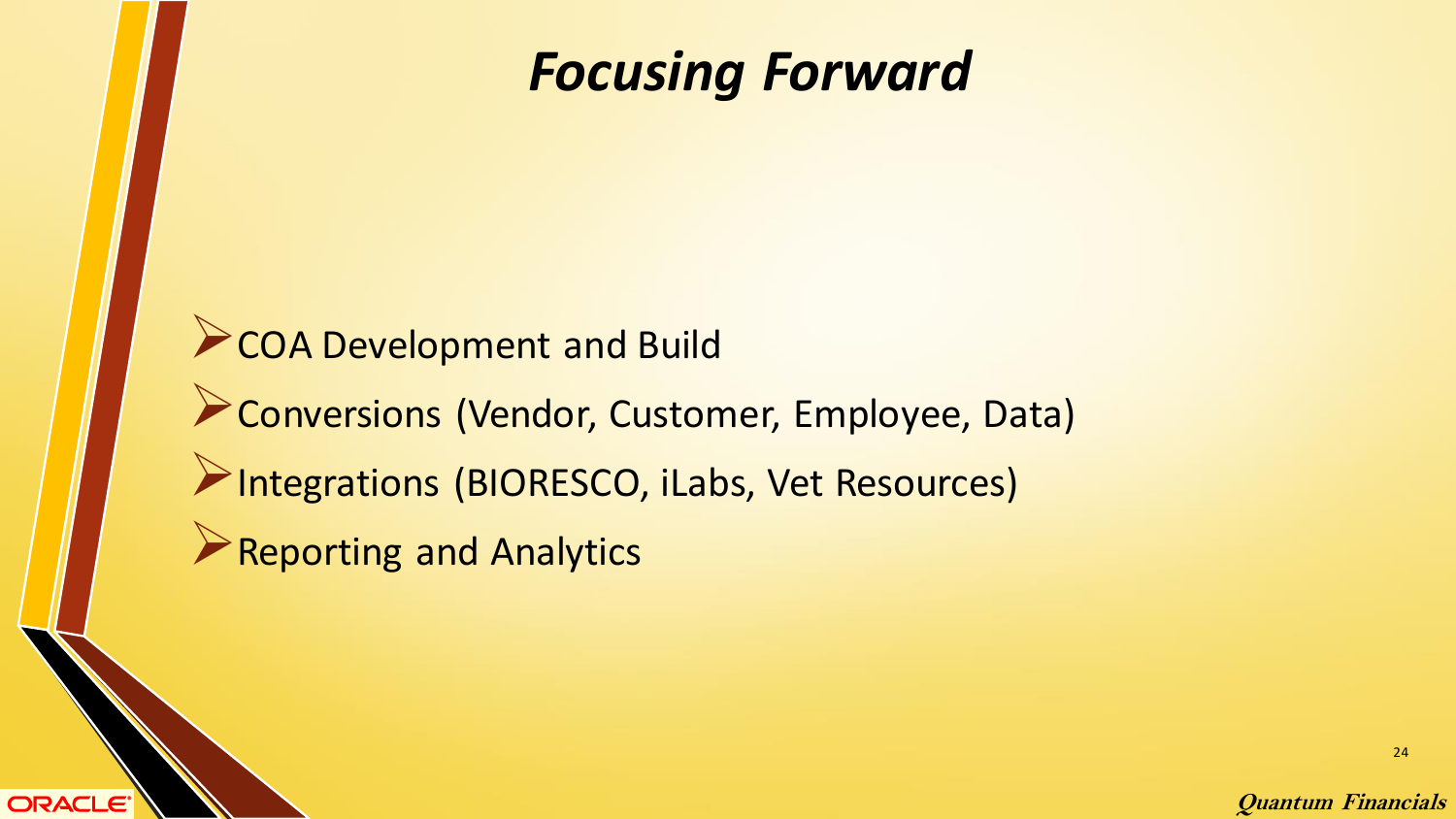# *Focusing Forward*

- COA Development and Build
- Conversions (Vendor, Customer, Employee, Data)
- Integrations (BIORESCO, iLabs, Vet Resources)
- Reporting and Analytics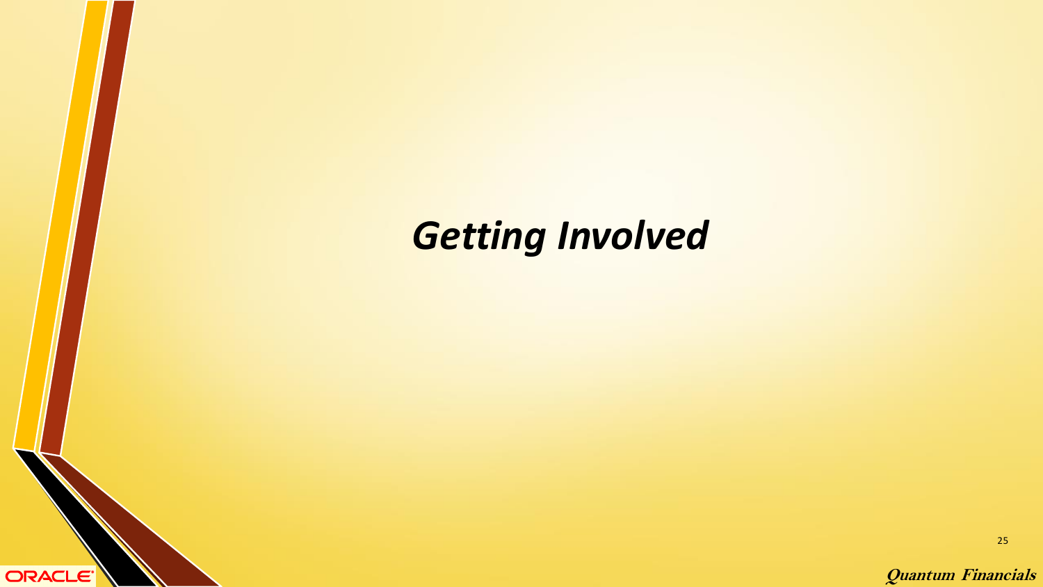# *Getting Involved*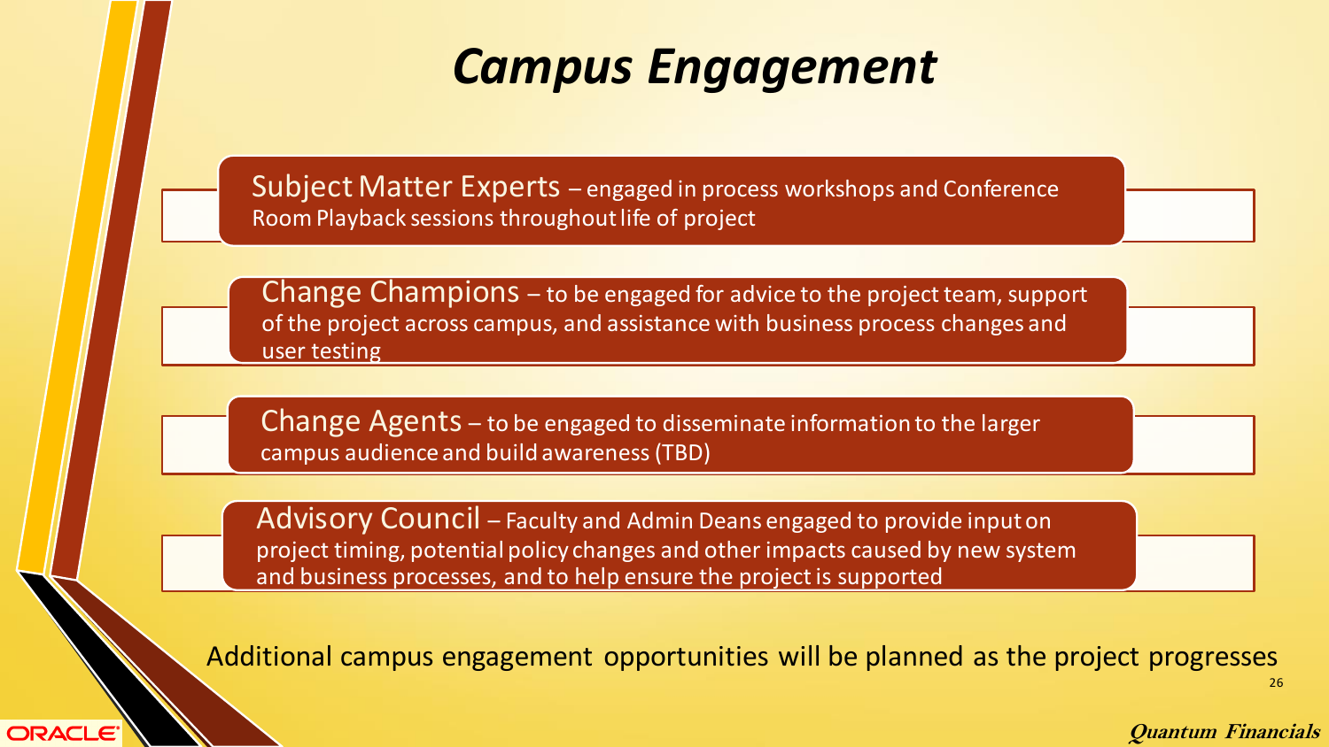# *Campus Engagement*

**Subject Matter Experts** – engaged in process workshops and Conference Room Playback sessions throughout life of project

**Change Champions** – to be engaged for advice to the project team, support of the project across campus, and assistance with business process changes and user testing

**Change Agents** – to be engaged to disseminate information to the larger campus audience and build awareness (TBD)

**Advisory Council** – Faculty and Admin Deans engaged to provide input on project timing, potential policy changes and other impacts caused by new system and business processes, and to help ensure the project is supported

Additional campus engagement opportunities will be planned as the project progresses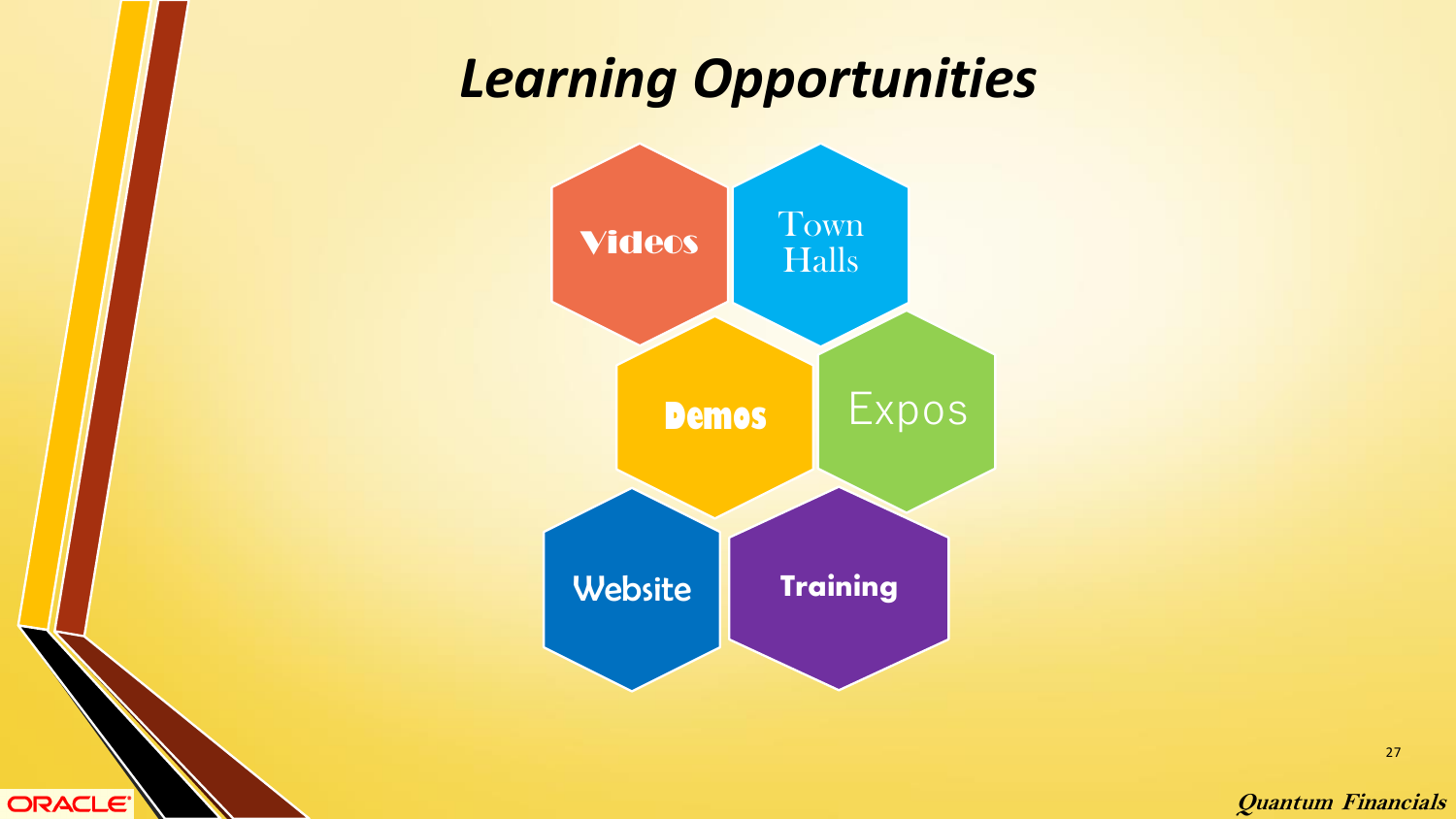# *Learning Opportunities*

- Videos
- Town Halls
- Demos
- Expos
- Website
- Training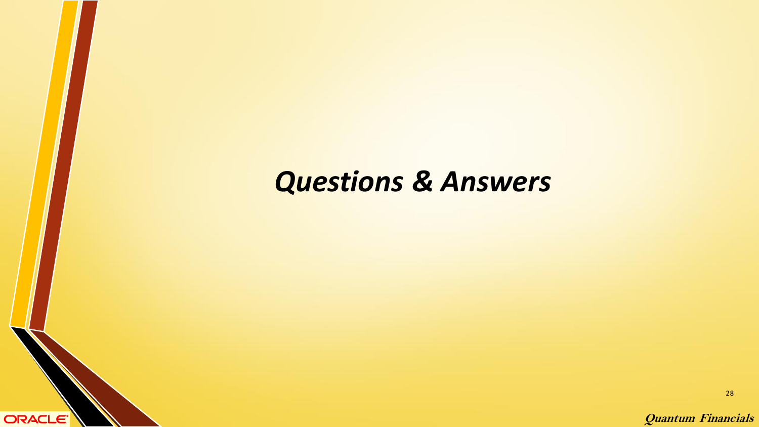# *Questions & Answers*